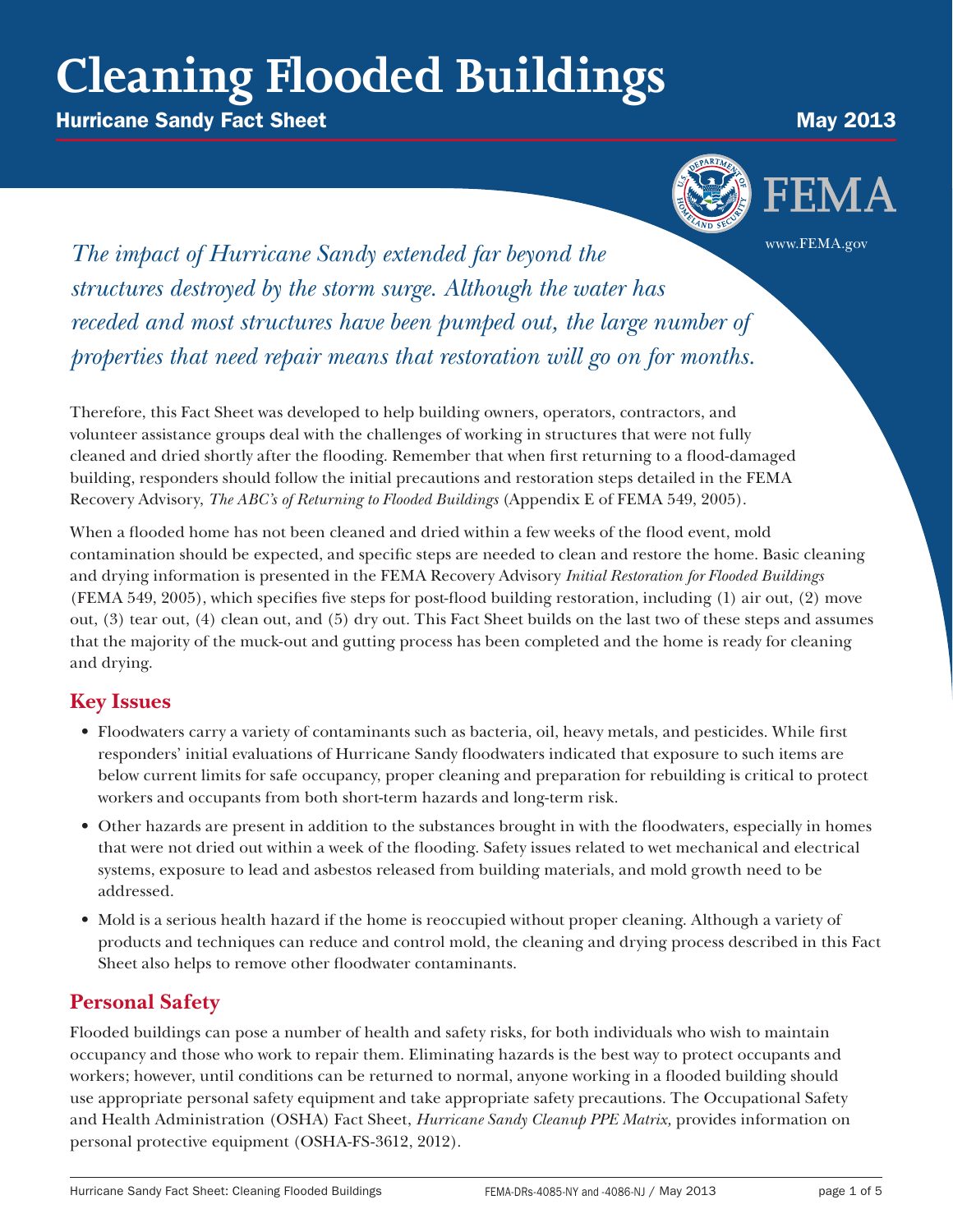# Cleaning Flooded Buildings

**Hurricane Sandy Fact Sheet** May 2013

FEMA

www.FEMA.gov

*The impact of Hurricane Sandy extended far beyond the structures destroyed by the storm surge. Although the water has receded and most structures have been pumped out, the large number of properties that need repair means that restoration will go on for months.*

Therefore, this Fact Sheet was developed to help building owners, operators, contractors, and volunteer assistance groups deal with the challenges of working in structures that were not fully cleaned and dried shortly after the flooding. Remember that when first returning to a flood-damaged building, responders should follow the initial precautions and restoration steps detailed in the FEMA Recovery Advisory, *The ABC's of Returning to Flooded Buildings* (Appendix E of FEMA 549, 2005).

When a flooded home has not been cleaned and dried within a few weeks of the flood event, mold contamination should be expected, and specific steps are needed to clean and restore the home. Basic cleaning and drying information is presented in the FEMA Recovery Advisory *Initial Restoration for Flooded Buildings* (FEMA 549, 2005), which specifies five steps for post-flood building restoration, including (1) air out, (2) move out, (3) tear out, (4) clean out, and (5) dry out. This Fact Sheet builds on the last two of these steps and assumes that the majority of the muck-out and gutting process has been completed and the home is ready for cleaning and drying.

## Key Issues

- Floodwaters carry a variety of contaminants such as bacteria, oil, heavy metals, and pesticides. While first responders' initial evaluations of Hurricane Sandy floodwaters indicated that exposure to such items are below current limits for safe occupancy, proper cleaning and preparation for rebuilding is critical to protect workers and occupants from both short-term hazards and long-term risk.
- Other hazards are present in addition to the substances brought in with the floodwaters, especially in homes that were not dried out within a week of the flooding. Safety issues related to wet mechanical and electrical systems, exposure to lead and asbestos released from building materials, and mold growth need to be addressed.
- Mold is a serious health hazard if the home is reoccupied without proper cleaning. Although a variety of products and techniques can reduce and control mold, the cleaning and drying process described in this Fact Sheet also helps to remove other floodwater contaminants.

## Personal Safety

Flooded buildings can pose a number of health and safety risks, for both individuals who wish to maintain occupancy and those who work to repair them. Eliminating hazards is the best way to protect occupants and workers; however, until conditions can be returned to normal, anyone working in a flooded building should use appropriate personal safety equipment and take appropriate safety precautions. The Occupational Safety and Health Administration (OSHA) Fact Sheet, *Hurricane Sandy Cleanup PPE Matrix,* provides information on personal protective equipment (OSHA-FS-3612, 2012).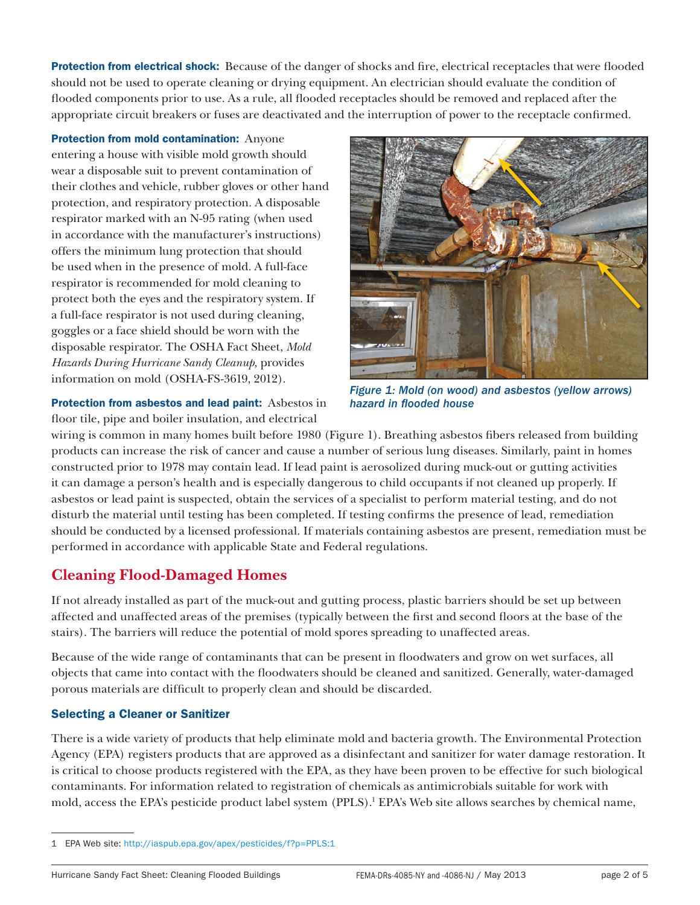**Protection from electrical shock:** Because of the danger of shocks and fire, electrical receptacles that were flooded should not be used to operate cleaning or drying equipment. An electrician should evaluate the condition of flooded components prior to use. As a rule, all flooded receptacles should be removed and replaced after the appropriate circuit breakers or fuses are deactivated and the interruption of power to the receptacle confirmed.

**Protection from mold contamination:** Anyone entering a house with visible mold growth should wear a disposable suit to prevent contamination of their clothes and vehicle, rubber gloves or other hand protection, and respiratory protection. A disposable respirator marked with an N-95 rating (when used in accordance with the manufacturer's instructions) offers the minimum lung protection that should be used when in the presence of mold. A full-face respirator is recommended for mold cleaning to protect both the eyes and the respiratory system. If a full-face respirator is not used during cleaning, goggles or a face shield should be worn with the disposable respirator. The OSHA Fact Sheet, *Mold Hazards During Hurricane Sandy Cleanup,* provides information on mold (OSHA-FS-3619, 2012).

*Figure 1: Mold (on wood) and asbestos (yellow arrows) hazard in flooded house*

**Protection from asbestos and lead paint:** Asbestos in floor tile, pipe and boiler insulation, and electrical wiring is common in many homes built before 1980 (Figure 1). Breathing asbestos fibers released from building products can increase the risk of cancer and cause a number of serious lung diseases. Similarly, paint in homes constructed prior to 1978 may contain lead. If lead paint is aerosolized during muck-out or gutting activities it can damage a person's health and is especially dangerous to child occupants if not cleaned up properly. If asbestos or lead paint is suspected, obtain the services of a specialist to perform material testing, and do not disturb the material until testing has been completed. If testing confirms the presence of lead, remediation should be conducted by a licensed professional. If materials containing asbestos are present, remediation must be performed in accordance with applicable State and Federal regulations.

## Cleaning Flood-Damaged Homes

If not already installed as part of the muck-out and gutting process, plastic barriers should be set up between affected and unaffected areas of the premises (typically between the first and second floors at the base of the stairs). The barriers will reduce the potential of mold spores spreading to unaffected areas.

Because of the wide range of contaminants that can be present in floodwaters and grow on wet surfaces, all objects that came into contact with the floodwaters should be cleaned and sanitized. Generally, water-damaged porous materials are difficult to properly clean and should be discarded.

### Selecting a Cleaner or Sanitizer

There is a wide variety of products that help eliminate mold and bacteria growth. The Environmental Protection Agency (EPA) registers products that are approved as a disinfectant and sanitizer for water damage restoration. It is critical to choose products registered with the EPA, as they have been proven to be effective for such biological contaminants. For information related to registration of chemicals as antimicrobials suitable for work with mold, access the EPA's pesticide product label system (PPLS).[1] EPA's Web site allows searches by chemical name,

---

1 EPA Web site: http://iaspub.epa.gov/apex/pesticides/f?p=PPLS:1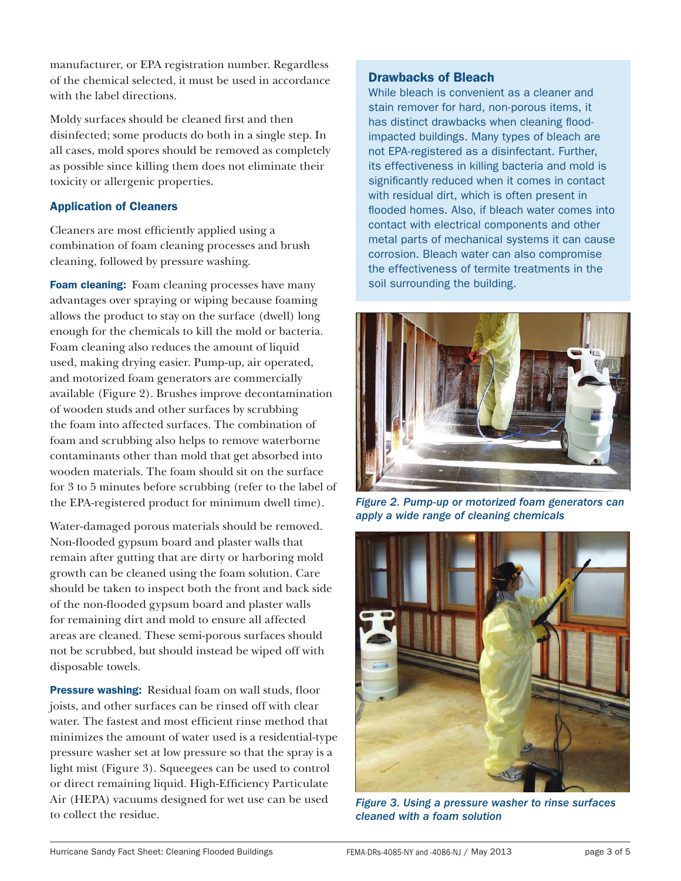manufacturer, or EPA registration number. Regardless of the chemical selected, it must be used in accordance with the label directions.

Moldy surfaces should be cleaned first and then disinfected; some products do both in a single step. In all cases, mold spores should be removed as completely as possible since killing them does not eliminate their toxicity or allergenic properties.

### Application of Cleaners

Cleaners are most efficiently applied using a combination of foam cleaning processes and brush cleaning, followed by pressure washing.

**Foam cleaning:** Foam cleaning processes have many advantages over spraying or wiping because foaming allows the product to stay on the surface (dwell) long enough for the chemicals to kill the mold or bacteria. Foam cleaning also reduces the amount of liquid used, making drying easier. Pump-up, air operated, and motorized foam generators are commercially available (Figure 2). Brushes improve decontamination of wooden studs and other surfaces by scrubbing the foam into affected surfaces. The combination of foam and scrubbing also helps to remove waterborne contaminants other than mold that get absorbed into wooden materials. The foam should sit on the surface for 3 to 5 minutes before scrubbing (refer to the label of the EPA-registered product for minimum dwell time).

Water-damaged porous materials should be removed. Non-flooded gypsum board and plaster walls that remain after gutting that are dirty or harboring mold growth can be cleaned using the foam solution. Care should be taken to inspect both the front and back side of the non-flooded gypsum board and plaster walls for remaining dirt and mold to ensure all affected areas are cleaned. These semi-porous surfaces should not be scrubbed, but should instead be wiped off with disposable towels.

**Pressure washing:** Residual foam on wall studs, floor joists, and other surfaces can be rinsed off with clear water. The fastest and most efficient rinse method that minimizes the amount of water used is a residential-type pressure washer set at low pressure so that the spray is a light mist (Figure 3). Squeegees can be used to control or direct remaining liquid. High-Efficiency Particulate Air (HEPA) vacuums designed for wet use can be used to collect the residue.

### Drawbacks of Bleach

While bleach is convenient as a cleaner and stain remover for hard, non-porous items, it has distinct drawbacks when cleaning flood-impacted buildings. Many types of bleach are not EPA-registered as a disinfectant. Further, its effectiveness in killing bacteria and mold is significantly reduced when it comes in contact with residual dirt, which is often present in flooded homes. Also, if bleach water comes into contact with electrical components and other metal parts of mechanical systems it can cause corrosion. Bleach water can also compromise the effectiveness of termite treatments in the soil surrounding the building.

*Figure 2. Pump-up or motorized foam generators can apply a wide range of cleaning chemicals*

*Figure 3. Using a pressure washer to rinse surfaces cleaned with a foam solution*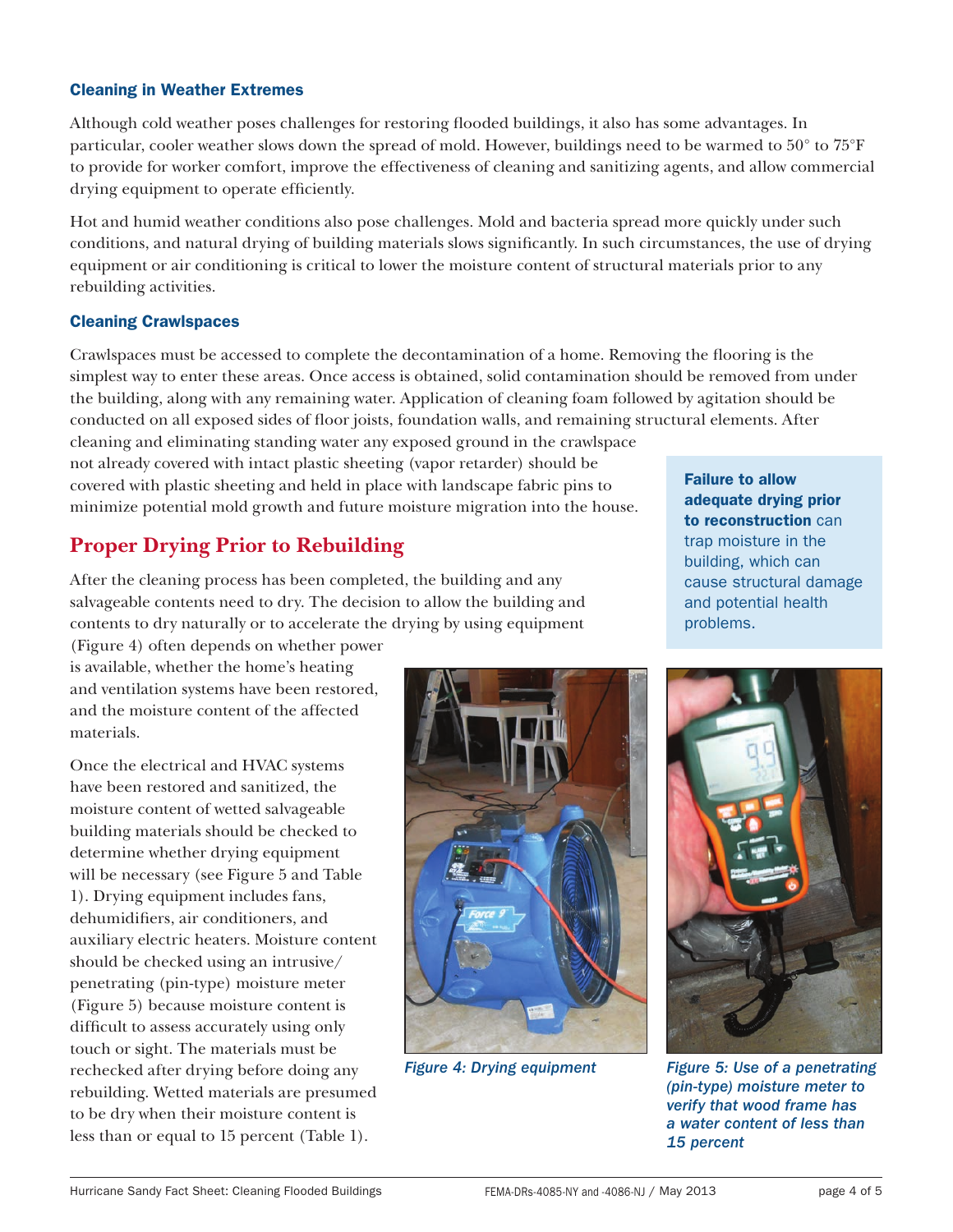### Cleaning in Weather Extremes

Although cold weather poses challenges for restoring flooded buildings, it also has some advantages. In particular, cooler weather slows down the spread of mold. However, buildings need to be warmed to 50° to 75°F to provide for worker comfort, improve the effectiveness of cleaning and sanitizing agents, and allow commercial drying equipment to operate efficiently.

Hot and humid weather conditions also pose challenges. Mold and bacteria spread more quickly under such conditions, and natural drying of building materials slows significantly. In such circumstances, the use of drying equipment or air conditioning is critical to lower the moisture content of structural materials prior to any rebuilding activities.

### Cleaning Crawlspaces

Crawlspaces must be accessed to complete the decontamination of a home. Removing the flooring is the simplest way to enter these areas. Once access is obtained, solid contamination should be removed from under the building, along with any remaining water. Application of cleaning foam followed by agitation should be conducted on all exposed sides of floor joists, foundation walls, and remaining structural elements. After cleaning and eliminating standing water any exposed ground in the crawlspace not already covered with intact plastic sheeting (vapor retarder) should be covered with plastic sheeting and held in place with landscape fabric pins to minimize potential mold growth and future moisture migration into the house.

> **Failure to allow adequate drying prior to reconstruction** can trap moisture in the building, which can cause structural damage and potential health problems.

## Proper Drying Prior to Rebuilding

After the cleaning process has been completed, the building and any salvageable contents need to dry. The decision to allow the building and contents to dry naturally or to accelerate the drying by using equipment (Figure 4) often depends on whether power is available, whether the home's heating and ventilation systems have been restored, and the moisture content of the affected materials.

Once the electrical and HVAC systems have been restored and sanitized, the moisture content of wetted salvageable building materials should be checked to determine whether drying equipment will be necessary (see Figure 5 and Table 1). Drying equipment includes fans, dehumidifiers, air conditioners, and auxiliary electric heaters. Moisture content should be checked using an intrusive/penetrating (pin-type) moisture meter (Figure 5) because moisture content is difficult to assess accurately using only touch or sight. The materials must be rechecked after drying before doing any rebuilding. Wetted materials are presumed to be dry when their moisture content is less than or equal to 15 percent (Table 1).

*Figure 4: Drying equipment*

*Figure 5: Use of a penetrating (pin-type) moisture meter to verify that wood frame has a water content of less than 15 percent*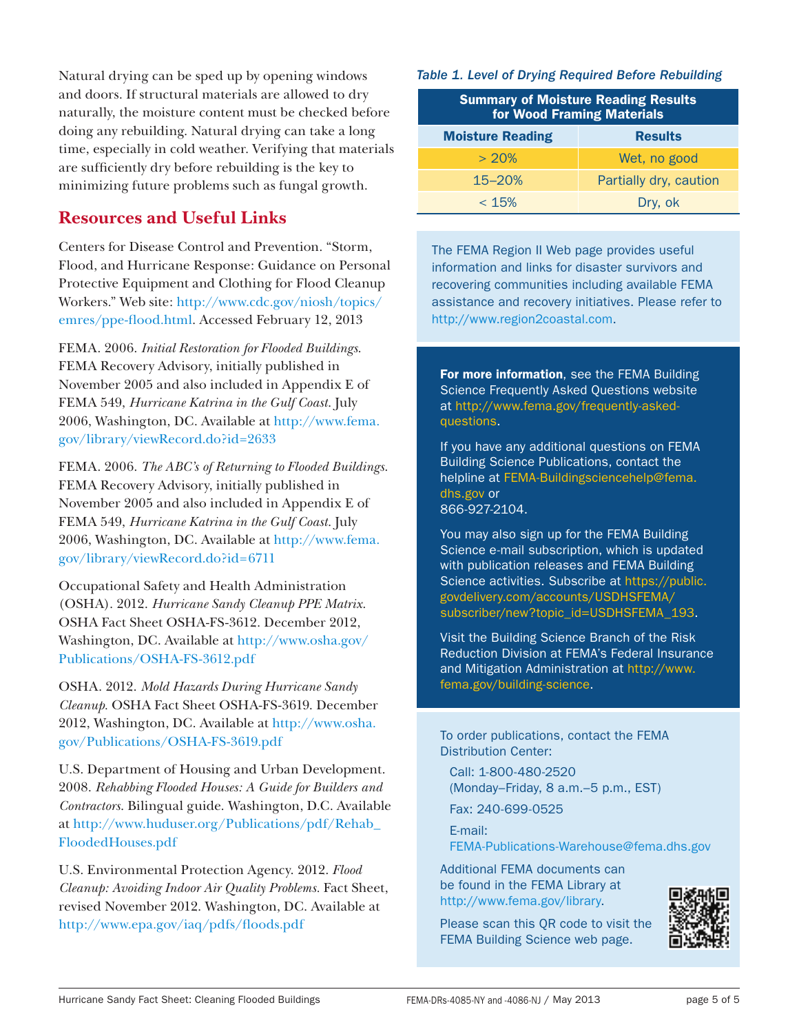Natural drying can be sped up by opening windows and doors. If structural materials are allowed to dry naturally, the moisture content must be checked before doing any rebuilding. Natural drying can take a long time, especially in cold weather. Verifying that materials are sufficiently dry before rebuilding is the key to minimizing future problems such as fungal growth.

## Resources and Useful Links

Centers for Disease Control and Prevention. "Storm, Flood, and Hurricane Response: Guidance on Personal Protective Equipment and Clothing for Flood Cleanup Workers." Web site: http://www.cdc.gov/niosh/topics/emres/ppe-flood.html. Accessed February 12, 2013

FEMA. 2006. *Initial Restoration for Flooded Buildings*. FEMA Recovery Advisory, initially published in November 2005 and also included in Appendix E of FEMA 549, *Hurricane Katrina in the Gulf Coast*. July 2006, Washington, DC. Available at http://www.fema.gov/library/viewRecord.do?id=2633

FEMA. 2006. *The ABC's of Returning to Flooded Buildings*. FEMA Recovery Advisory, initially published in November 2005 and also included in Appendix E of FEMA 549, *Hurricane Katrina in the Gulf Coast*. July 2006, Washington, DC. Available at http://www.fema.gov/library/viewRecord.do?id=6711

Occupational Safety and Health Administration (OSHA). 2012. *Hurricane Sandy Cleanup PPE Matrix*. OSHA Fact Sheet OSHA-FS-3612. December 2012, Washington, DC. Available at http://www.osha.gov/Publications/OSHA-FS-3612.pdf

OSHA. 2012. *Mold Hazards During Hurricane Sandy Cleanup*. OSHA Fact Sheet OSHA-FS-3619. December 2012, Washington, DC. Available at http://www.osha.gov/Publications/OSHA-FS-3619.pdf

U.S. Department of Housing and Urban Development. 2008. *Rehabbing Flooded Houses: A Guide for Builders and Contractors*. Bilingual guide. Washington, D.C. Available at http://www.huduser.org/Publications/pdf/Rehab_FloodedHouses.pdf

U.S. Environmental Protection Agency. 2012. *Flood Cleanup: Avoiding Indoor Air Quality Problems*. Fact Sheet, revised November 2012. Washington, DC. Available at http://www.epa.gov/iaq/pdfs/floods.pdf

*Table 1. Level of Drying Required Before Rebuilding*

| Summary of Moisture Reading Results for Wood Framing Materials | |
|---|---|
| **Moisture Reading** | **Results** |
| > 20% | Wet, no good |
| 15–20% | Partially dry, caution |
| < 15% | Dry, ok |

The FEMA Region II Web page provides useful information and links for disaster survivors and recovering communities including available FEMA assistance and recovery initiatives. Please refer to http://www.region2coastal.com.

**For more information**, see the FEMA Building Science Frequently Asked Questions website at http://www.fema.gov/frequently-asked-questions.

If you have any additional questions on FEMA Building Science Publications, contact the helpline at FEMA-Buildingsciencehelp@fema.dhs.gov or 866-927-2104.

You may also sign up for the FEMA Building Science e-mail subscription, which is updated with publication releases and FEMA Building Science activities. Subscribe at https://public.govdelivery.com/accounts/USDHSFEMA/subscriber/new?topic_id=USDHSFEMA_193.

Visit the Building Science Branch of the Risk Reduction Division at FEMA's Federal Insurance and Mitigation Administration at http://www.fema.gov/building-science.

To order publications, contact the FEMA Distribution Center:

Call: 1-800-480-2520
(Monday–Friday, 8 a.m.–5 p.m., EST)

Fax: 240-699-0525

E-mail:
FEMA-Publications-Warehouse@fema.dhs.gov

Additional FEMA documents can be found in the FEMA Library at http://www.fema.gov/library.

Please scan this QR code to visit the FEMA Building Science web page.